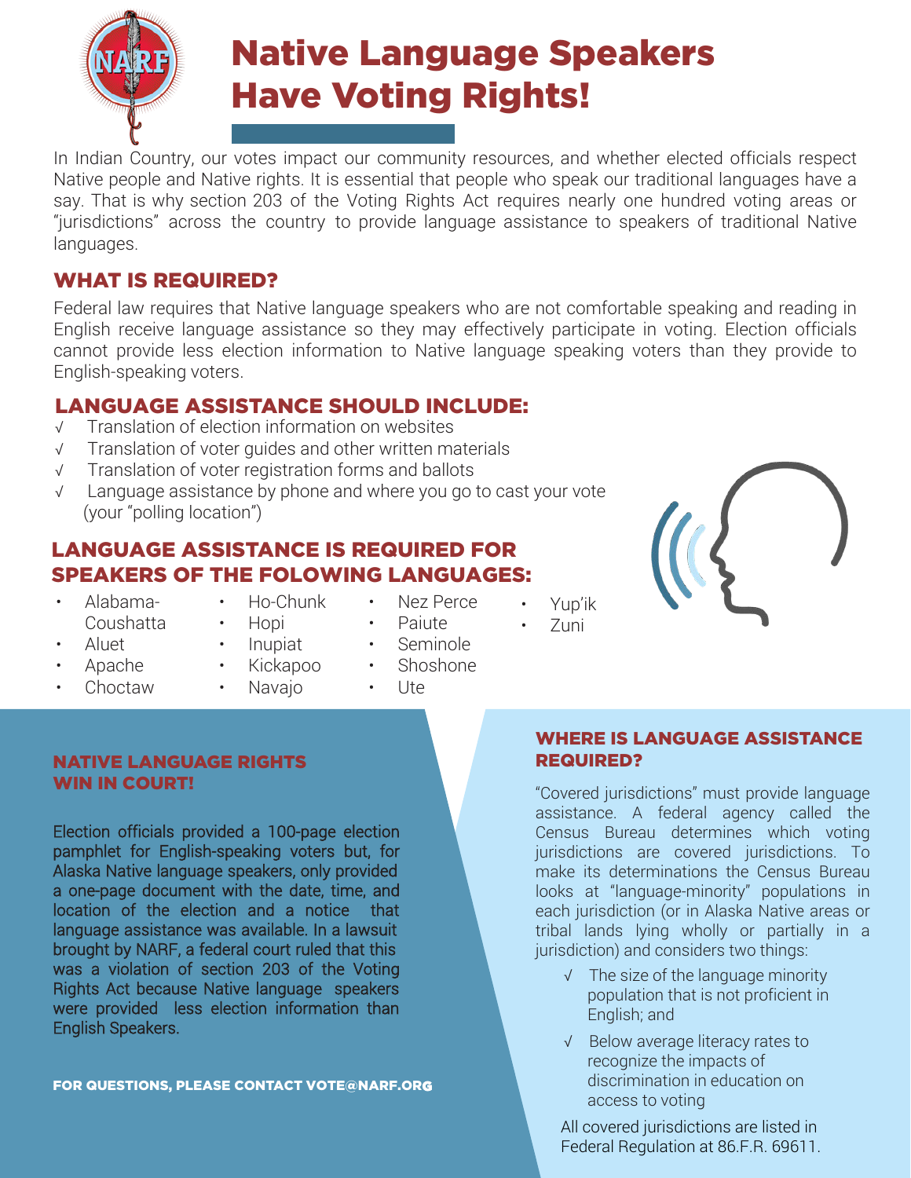# Native Language Speakers Have Voting Rights!

In Indian Country, our votes impact our community resources, and whether elected officials respect Native people and Native rights. It is essential that people who speak our traditional languages have a say. That is why section 203 of the Voting Rights Act requires nearly one hundred voting areas or "jurisdictions" across the country to provide language assistance to speakers of traditional Native languages.

## WHAT IS REQUIRED?

Federal law requires that Native language speakers who are not comfortable speaking and reading in English receive language assistance so they may effectively participate in voting. Election officials cannot provide less election information to Native language speaking voters than they provide to English-speaking voters.

## LANGUAGE ASSISTANCE SHOULD INCLUDE:

- √ Translation of election information on websites
- √ Translation of voter guides and other written materials
- √ Translation of voter registration forms and ballots
- √ Language assistance by phone and where you go to cast your vote (your "polling location")

## LANGUAGE ASSISTANCE IS REQUIRED FOR SPEAKERS OF THE FOLOWING LANGUAGES:

- Alabama-Coushatta
- Aluet
- Apache
- Choctaw
- Ho-Chunk
- Hopi
- Inupiat
- Kickapoo
- Navajo
- Nez Perce
- Paiute
- Seminole
- Shoshone
- Ute
- Yup'ik
- Zuni

## NATIVE LANGUAGE RIGHTS WIN IN COURT!

Election officials provided a 100-page election pamphlet for English-speaking voters but, for Alaska Native language speakers, only provided a one-page document with the date, time, and location of the election and a notice that language assistance was available. In a lawsuit brought by NARF, a federal court ruled that this was a violation of section 203 of the Voting Rights Act because Native language speakers were provided less election information than English Speakers.

**FOR QUESTIONS, PLEASE CONTACT VOTE@NARF.ORG**

## WHERE IS LANGUAGE ASSISTANCE REQUIRED?

"Covered jurisdictions" must provide language assistance. A federal agency called the Census Bureau determines which voting jurisdictions are covered jurisdictions. To make its determinations the Census Bureau looks at "language-minority" populations in each jurisdiction (or in Alaska Native areas or tribal lands lying wholly or partially in a jurisdiction) and considers two things:

- √ The size of the language minority population that is not proficient in English; and
- √ Below average literacy rates to recognize the impacts of discrimination in education on access to voting

All covered jurisdictions are listed in Federal Regulation at 86.F.R. 69611.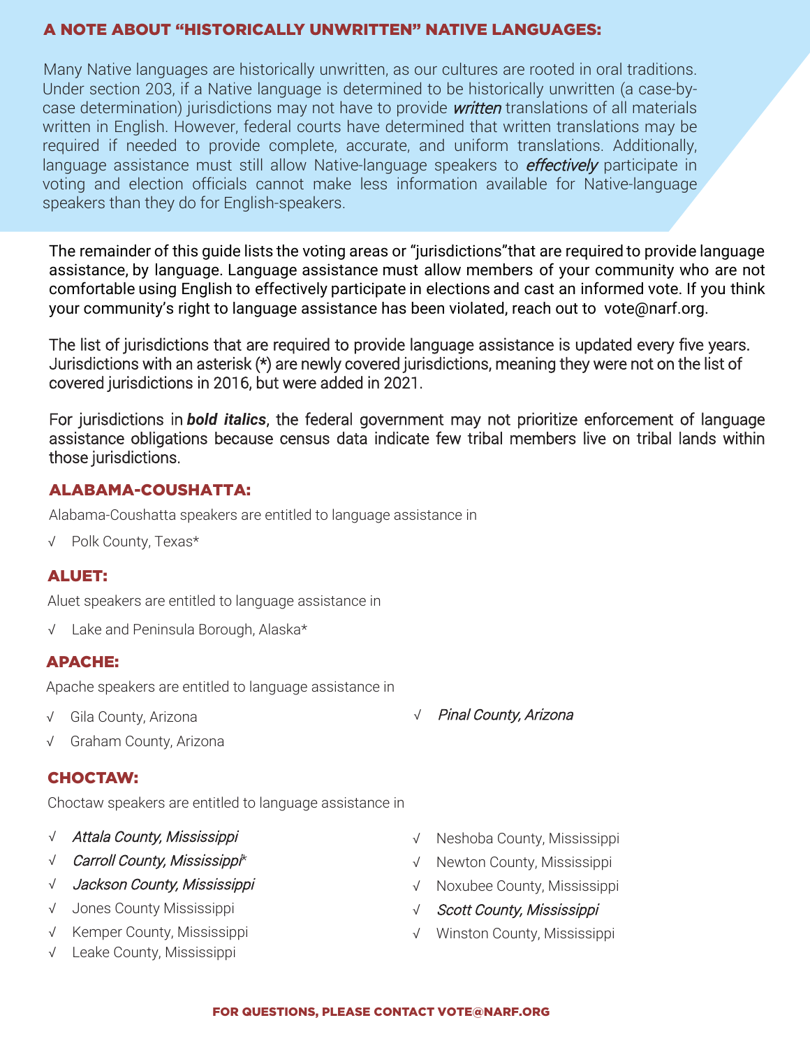## A NOTE ABOUT "HISTORICALLY UNWRITTEN" NATIVE LANGUAGES:

Many Native languages are historically unwritten, as our cultures are rooted in oral traditions. Under section 203, if a Native language is determined to be historically unwritten (a case-by-case determination) jurisdictions may not have to provide *written* translations of all materials written in English. However, federal courts have determined that written translations may be required if needed to provide complete, accurate, and uniform translations. Additionally, language assistance must still allow Native-language speakers to *effectively* participate in voting and election officials cannot make less information available for Native-language speakers than they do for English-speakers.

The remainder of this guide lists the voting areas or "jurisdictions"that are required to provide language assistance, by language. Language assistance must allow members of your community who are not comfortable using English to effectively participate in elections and cast an informed vote. If you think your community's right to language assistance has been violated, reach out to vote@narf.org.

The list of jurisdictions that are required to provide language assistance is updated every five years. Jurisdictions with an asterisk (*) are newly covered jurisdictions, meaning they were not on the list of covered jurisdictions in 2016, but were added in 2021.

For jurisdictions in ***bold italics***, the federal government may not prioritize enforcement of language assistance obligations because census data indicate few tribal members live on tribal lands within those jurisdictions.

### ALABAMA-COUSHATTA:

Alabama-Coushatta speakers are entitled to language assistance in

- √ Polk County, Texas*

### ALUET:

Aluet speakers are entitled to language assistance in

- √ Lake and Peninsula Borough, Alaska*

### APACHE:

Apache speakers are entitled to language assistance in

- √ Gila County, Arizona
- √ Graham County, Arizona
- √ *Pinal County, Arizona*

### CHOCTAW:

Choctaw speakers are entitled to language assistance in

- √ *Attala County, Mississippi*
- √ *Carroll County, Mississippi**
- √ *Jackson County, Mississippi*
- √ Jones County Mississippi
- √ Kemper County, Mississippi
- √ Leake County, Mississippi
- √ Neshoba County, Mississippi
- √ Newton County, Mississippi
- √ Noxubee County, Mississippi
- √ *Scott County, Mississippi*
- √ Winston County, Mississippi

FOR QUESTIONS, PLEASE CONTACT VOTE@NARF.ORG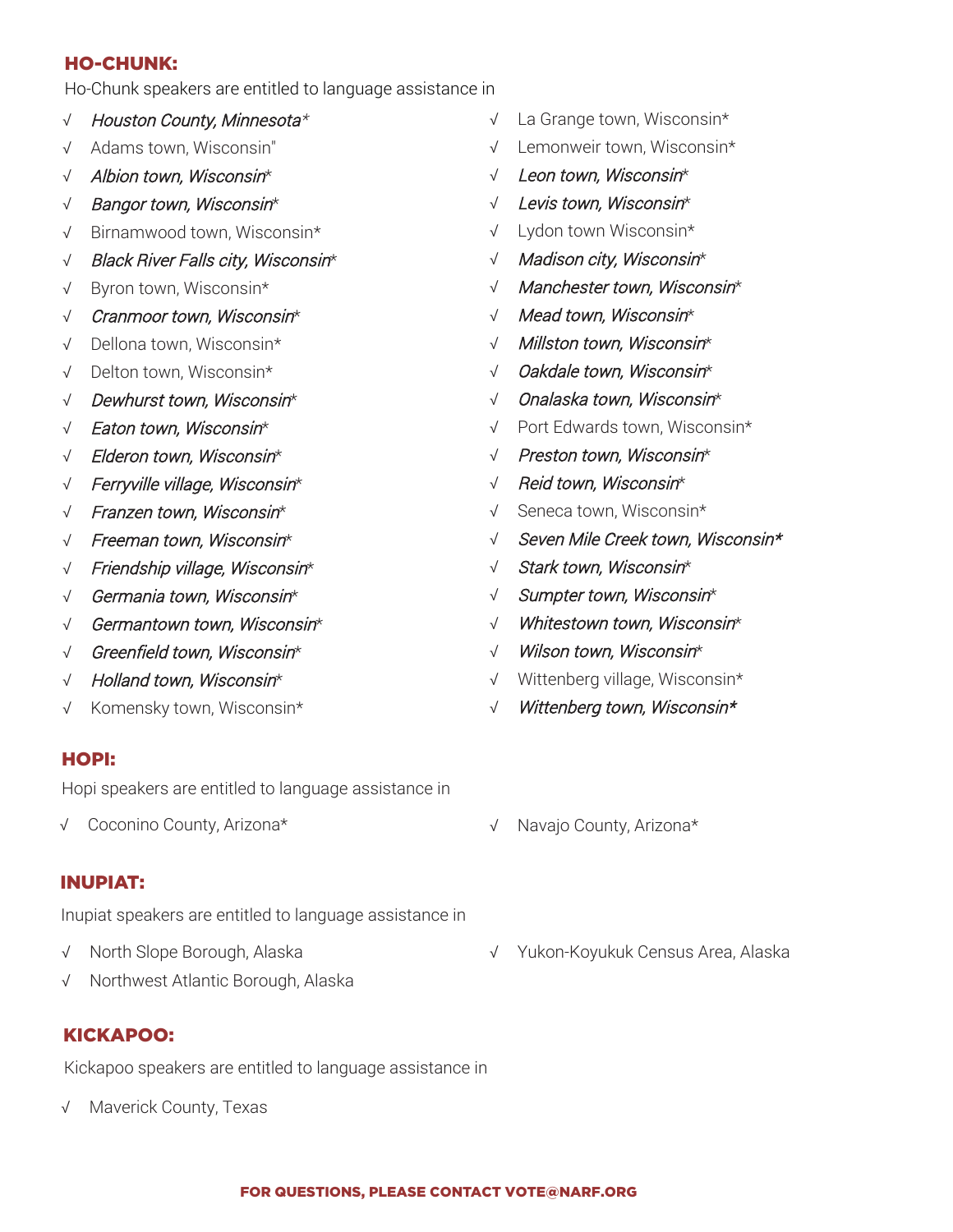## HO-CHUNK:

Ho-Chunk speakers are entitled to language assistance in

- √ *Houston County, Minnesota**
- √ Adams town, Wisconsin"
- √ *Albion town, Wisconsin**
- √ *Bangor town, Wisconsin**
- √ Birnamwood town, Wisconsin*
- √ *Black River Falls city, Wisconsin**
- √ Byron town, Wisconsin*
- √ *Cranmoor town, Wisconsin**
- √ Dellona town, Wisconsin*
- √ Delton town, Wisconsin*
- √ *Dewhurst town, Wisconsin**
- √ *Eaton town, Wisconsin**
- √ *Elderon town, Wisconsin**
- √ *Ferryville village, Wisconsin**
- √ *Franzen town, Wisconsin**
- √ *Freeman town, Wisconsin**
- √ *Friendship village, Wisconsin**
- √ *Germania town, Wisconsin**
- √ *Germantown town, Wisconsin**
- √ *Greenfield town, Wisconsin**
- √ *Holland town, Wisconsin**
- √ Komensky town, Wisconsin*
- √ La Grange town, Wisconsin*
- √ Lemonweir town, Wisconsin*
- √ *Leon town, Wisconsin**
- √ *Levis town, Wisconsin**
- √ Lydon town Wisconsin*
- √ *Madison city, Wisconsin**
- √ *Manchester town, Wisconsin**
- √ *Mead town, Wisconsin**
- √ *Millston town, Wisconsin**
- √ *Oakdale town, Wisconsin**
- √ *Onalaska town, Wisconsin**
- √ Port Edwards town, Wisconsin*
- √ *Preston town, Wisconsin**
- √ *Reid town, Wisconsin**
- √ Seneca town, Wisconsin*
- √ *Seven Mile Creek town, Wisconsin**
- √ *Stark town, Wisconsin**
- √ *Sumpter town, Wisconsin**
- √ *Whitestown town, Wisconsin**
- √ *Wilson town, Wisconsin**
- √ Wittenberg village, Wisconsin*
- √ *Wittenberg town, Wisconsin**

## HOPI:

Hopi speakers are entitled to language assistance in

- √ Coconino County, Arizona*
- √ Navajo County, Arizona*

## INUPIAT:

Inupiat speakers are entitled to language assistance in

- √ North Slope Borough, Alaska
- √ Northwest Atlantic Borough, Alaska
- √ Yukon-Koyukuk Census Area, Alaska

## KICKAPOO:

Kickapoo speakers are entitled to language assistance in

- √ Maverick County, Texas

**FOR QUESTIONS, PLEASE CONTACT VOTE@NARF.ORG**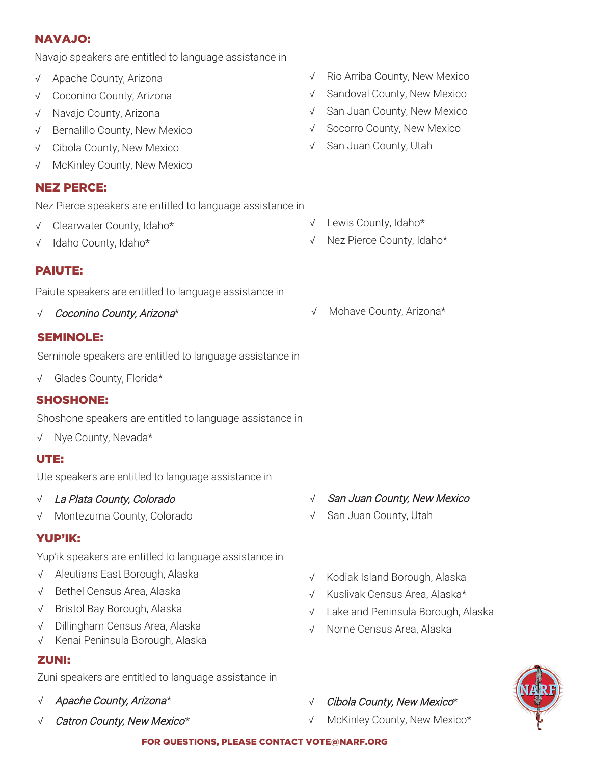## NAVAJO:

Navajo speakers are entitled to language assistance in

- √ Apache County, Arizona
- √ Coconino County, Arizona
- √ Navajo County, Arizona
- √ Bernalillo County, New Mexico
- √ Cibola County, New Mexico
- √ McKinley County, New Mexico
- √ Rio Arriba County, New Mexico
- √ Sandoval County, New Mexico
- √ San Juan County, New Mexico
- √ Socorro County, New Mexico
- √ San Juan County, Utah

## NEZ PERCE:

Nez Pierce speakers are entitled to language assistance in

- √ Clearwater County, Idaho*
- √ Idaho County, Idaho*
- √ Lewis County, Idaho*
- √ Nez Pierce County, Idaho*

## PAIUTE:

Paiute speakers are entitled to language assistance in

- √ *Coconino County, Arizona**
- √ Mohave County, Arizona*

## SEMINOLE:

Seminole speakers are entitled to language assistance in

- √ Glades County, Florida*

## SHOSHONE:

Shoshone speakers are entitled to language assistance in

- √ Nye County, Nevada*

## UTE:

Ute speakers are entitled to language assistance in

- √ *La Plata County, Colorado*
- √ Montezuma County, Colorado
- √ *San Juan County, New Mexico*
- √ San Juan County, Utah

## YUP'IK:

Yup'ik speakers are entitled to language assistance in

- √ Aleutians East Borough, Alaska
- √ Bethel Census Area, Alaska
- √ Bristol Bay Borough, Alaska
- √ Dillingham Census Area, Alaska
- √ Kenai Peninsula Borough, Alaska
- √ Kodiak Island Borough, Alaska
- √ Kuslivak Census Area, Alaska*
- √ Lake and Peninsula Borough, Alaska
- √ Nome Census Area, Alaska

## ZUNI:

Zuni speakers are entitled to language assistance in

- √ *Apache County, Arizona**
- √ *Catron County, New Mexico**
- √ *Cibola County, New Mexico**
- √ McKinley County, New Mexico*

**FOR QUESTIONS, PLEASE CONTACT VOTE@NARF.ORG**